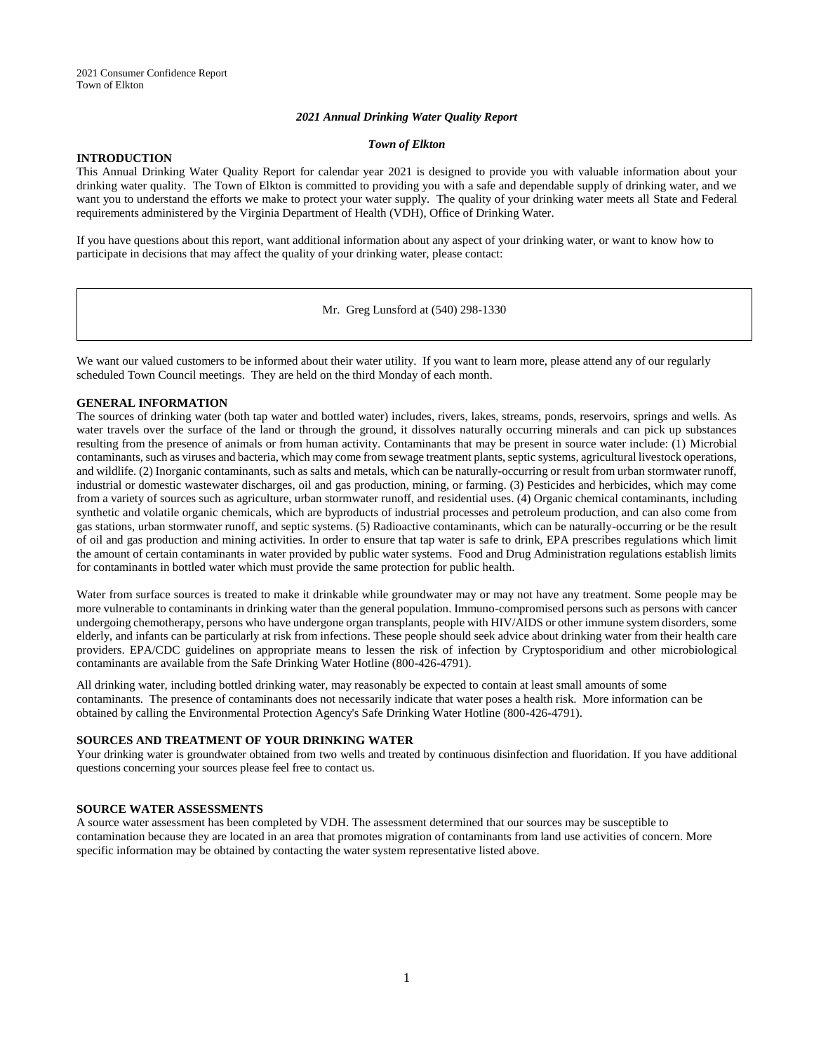*2021 Annual Drinking Water Quality Report*

*Town of Elkton*

## INTRODUCTION

This Annual Drinking Water Quality Report for calendar year 2021 is designed to provide you with valuable information about your drinking water quality. The Town of Elkton is committed to providing you with a safe and dependable supply of drinking water, and we want you to understand the efforts we make to protect your water supply. The quality of your drinking water meets all State and Federal requirements administered by the Virginia Department of Health (VDH), Office of Drinking Water.

If you have questions about this report, want additional information about any aspect of your drinking water, or want to know how to participate in decisions that may affect the quality of your drinking water, please contact:

> Mr. Greg Lunsford at (540) 298-1330

We want our valued customers to be informed about their water utility. If you want to learn more, please attend any of our regularly scheduled Town Council meetings. They are held on the third Monday of each month.

## GENERAL INFORMATION

The sources of drinking water (both tap water and bottled water) includes, rivers, lakes, streams, ponds, reservoirs, springs and wells. As water travels over the surface of the land or through the ground, it dissolves naturally occurring minerals and can pick up substances resulting from the presence of animals or from human activity. Contaminants that may be present in source water include: (1) Microbial contaminants, such as viruses and bacteria, which may come from sewage treatment plants, septic systems, agricultural livestock operations, and wildlife. (2) Inorganic contaminants, such as salts and metals, which can be naturally-occurring or result from urban stormwater runoff, industrial or domestic wastewater discharges, oil and gas production, mining, or farming. (3) Pesticides and herbicides, which may come from a variety of sources such as agriculture, urban stormwater runoff, and residential uses. (4) Organic chemical contaminants, including synthetic and volatile organic chemicals, which are byproducts of industrial processes and petroleum production, and can also come from gas stations, urban stormwater runoff, and septic systems. (5) Radioactive contaminants, which can be naturally-occurring or be the result of oil and gas production and mining activities. In order to ensure that tap water is safe to drink, EPA prescribes regulations which limit the amount of certain contaminants in water provided by public water systems. Food and Drug Administration regulations establish limits for contaminants in bottled water which must provide the same protection for public health.

Water from surface sources is treated to make it drinkable while groundwater may or may not have any treatment. Some people may be more vulnerable to contaminants in drinking water than the general population. Immuno-compromised persons such as persons with cancer undergoing chemotherapy, persons who have undergone organ transplants, people with HIV/AIDS or other immune system disorders, some elderly, and infants can be particularly at risk from infections. These people should seek advice about drinking water from their health care providers. EPA/CDC guidelines on appropriate means to lessen the risk of infection by Cryptosporidium and other microbiological contaminants are available from the Safe Drinking Water Hotline (800-426-4791).

All drinking water, including bottled drinking water, may reasonably be expected to contain at least small amounts of some contaminants. The presence of contaminants does not necessarily indicate that water poses a health risk. More information can be obtained by calling the Environmental Protection Agency's Safe Drinking Water Hotline (800-426-4791).

## SOURCES AND TREATMENT OF YOUR DRINKING WATER

Your drinking water is groundwater obtained from two wells and treated by continuous disinfection and fluoridation. If you have additional questions concerning your sources please feel free to contact us.

## SOURCE WATER ASSESSMENTS

A source water assessment has been completed by VDH. The assessment determined that our sources may be susceptible to contamination because they are located in an area that promotes migration of contaminants from land use activities of concern. More specific information may be obtained by contacting the water system representative listed above.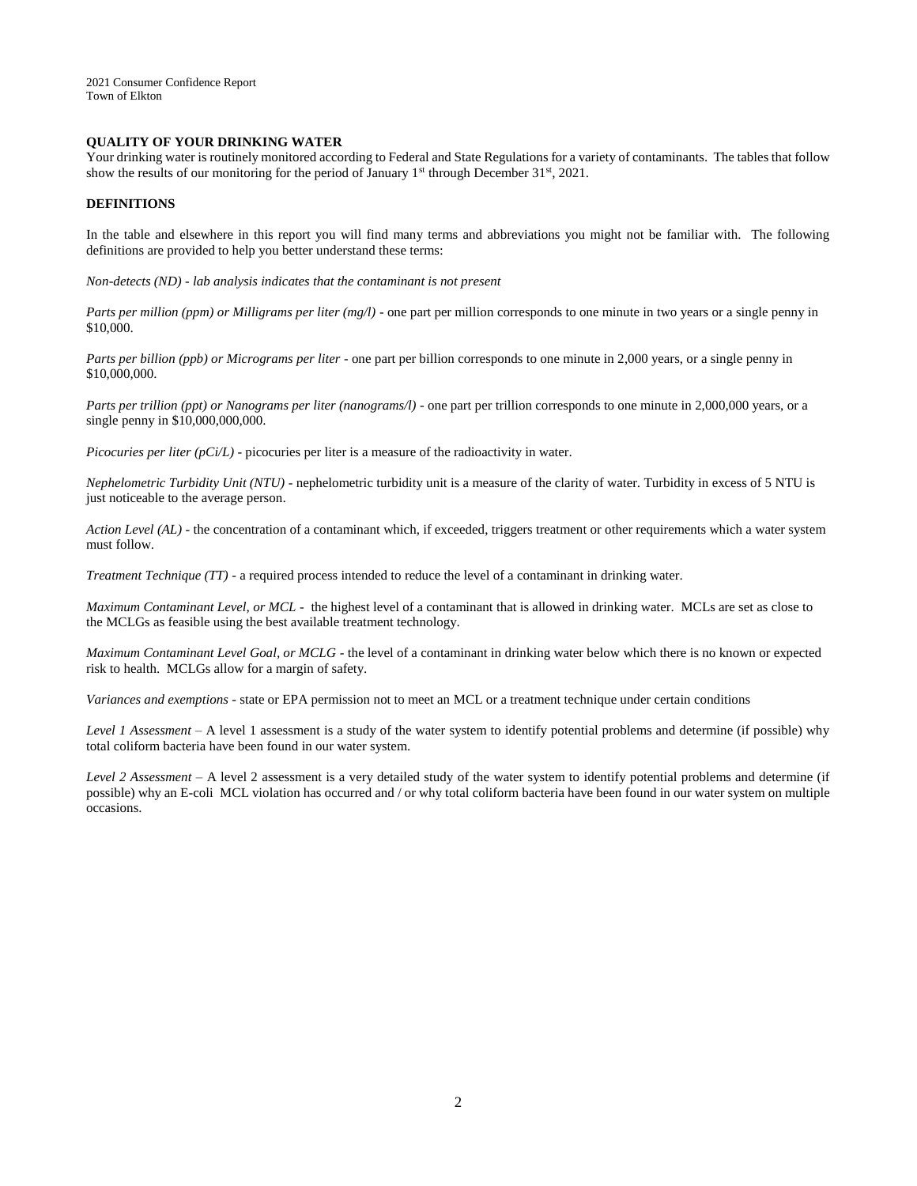## QUALITY OF YOUR DRINKING WATER

Your drinking water is routinely monitored according to Federal and State Regulations for a variety of contaminants. The tables that follow show the results of our monitoring for the period of January 1st through December 31st, 2021.

## DEFINITIONS

In the table and elsewhere in this report you will find many terms and abbreviations you might not be familiar with. The following definitions are provided to help you better understand these terms:

*Non-detects (ND) - lab analysis indicates that the contaminant is not present*

*Parts per million (ppm) or Milligrams per liter (mg/l)* - one part per million corresponds to one minute in two years or a single penny in $10,000.

*Parts per billion (ppb) or Micrograms per liter* - one part per billion corresponds to one minute in 2,000 years, or a single penny in $10,000,000.

*Parts per trillion (ppt) or Nanograms per liter (nanograms/l)* - one part per trillion corresponds to one minute in 2,000,000 years, or a single penny in $10,000,000,000.

*Picocuries per liter (pCi/L)* - picocuries per liter is a measure of the radioactivity in water.

*Nephelometric Turbidity Unit (NTU)* - nephelometric turbidity unit is a measure of the clarity of water. Turbidity in excess of 5 NTU is just noticeable to the average person.

*Action Level (AL)* - the concentration of a contaminant which, if exceeded, triggers treatment or other requirements which a water system must follow.

*Treatment Technique (TT)* - a required process intended to reduce the level of a contaminant in drinking water.

*Maximum Contaminant Level, or MCL* - the highest level of a contaminant that is allowed in drinking water. MCLs are set as close to the MCLGs as feasible using the best available treatment technology.

*Maximum Contaminant Level Goal, or MCLG* - the level of a contaminant in drinking water below which there is no known or expected risk to health. MCLGs allow for a margin of safety.

*Variances and exemptions* - state or EPA permission not to meet an MCL or a treatment technique under certain conditions

*Level 1 Assessment* – A level 1 assessment is a study of the water system to identify potential problems and determine (if possible) why total coliform bacteria have been found in our water system.

*Level 2 Assessment* – A level 2 assessment is a very detailed study of the water system to identify potential problems and determine (if possible) why an E-coli MCL violation has occurred and / or why total coliform bacteria have been found in our water system on multiple occasions.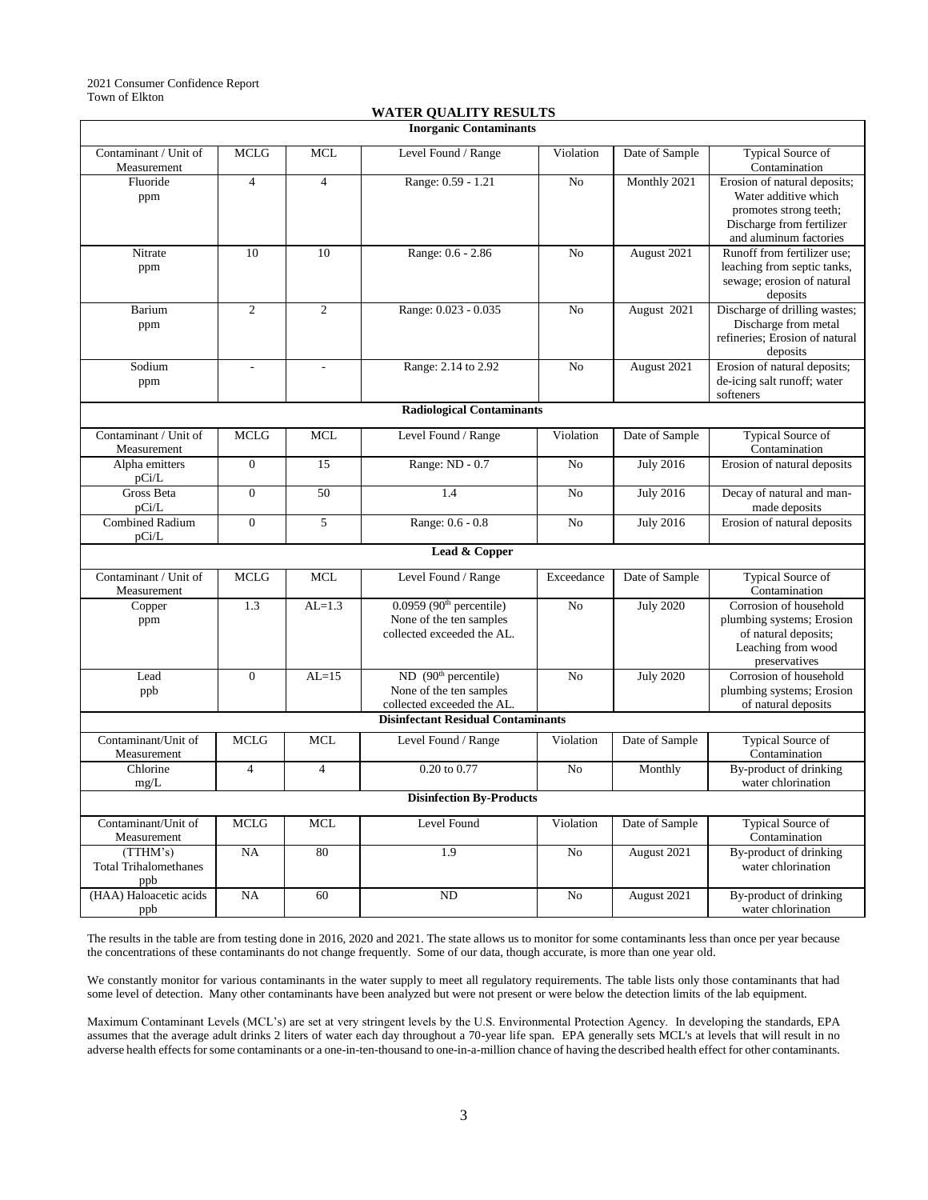2021 Consumer Confidence Report
Town of Elkton

## WATER QUALITY RESULTS

| Inorganic Contaminants | | | | | | |
|---|---|---|---|---|---|---|
| Contaminant / Unit of Measurement | MCLG | MCL | Level Found / Range | Violation | Date of Sample | Typical Source of Contamination |
| Fluoride ppm | 4 | 4 | Range: 0.59 - 1.21 | No | Monthly 2021 | Erosion of natural deposits; Water additive which promotes strong teeth; Discharge from fertilizer and aluminum factories |
| Nitrate ppm | 10 | 10 | Range: 0.6 - 2.86 | No | August 2021 | Runoff from fertilizer use; leaching from septic tanks, sewage; erosion of natural deposits |
| Barium ppm | 2 | 2 | Range: 0.023 - 0.035 | No | August 2021 | Discharge of drilling wastes; Discharge from metal refineries; Erosion of natural deposits |
| Sodium ppm | - | - | Range: 2.14 to 2.92 | No | August 2021 | Erosion of natural deposits; de-icing salt runoff; water softeners |
| **Radiological Contaminants** | | | | | | |
| Contaminant / Unit of Measurement | MCLG | MCL | Level Found / Range | Violation | Date of Sample | Typical Source of Contamination |
| Alpha emitters pCi/L | 0 | 15 | Range: ND - 0.7 | No | July 2016 | Erosion of natural deposits |
| Gross Beta pCi/L | 0 | 50 | 1.4 | No | July 2016 | Decay of natural and man-made deposits |
| Combined Radium pCi/L | 0 | 5 | Range: 0.6 - 0.8 | No | July 2016 | Erosion of natural deposits |
| **Lead & Copper** | | | | | | |
| Contaminant / Unit of Measurement | MCLG | MCL | Level Found / Range | Exceedance | Date of Sample | Typical Source of Contamination |
| Copper ppm | 1.3 | AL=1.3 | 0.0959 (90th percentile) None of the ten samples collected exceeded the AL. | No | July 2020 | Corrosion of household plumbing systems; Erosion of natural deposits; Leaching from wood preservatives |
| Lead ppb | 0 | AL=15 | ND (90th percentile) None of the ten samples collected exceeded the AL. | No | July 2020 | Corrosion of household plumbing systems; Erosion of natural deposits |
| **Disinfectant Residual Contaminants** | | | | | | |
| Contaminant/Unit of Measurement | MCLG | MCL | Level Found / Range | Violation | Date of Sample | Typical Source of Contamination |
| Chlorine mg/L | 4 | 4 | 0.20 to 0.77 | No | Monthly | By-product of drinking water chlorination |
| **Disinfection By-Products** | | | | | | |
| Contaminant/Unit of Measurement | MCLG | MCL | Level Found | Violation | Date of Sample | Typical Source of Contamination |
| (TTHM's) Total Trihalomethanes ppb | NA | 80 | 1.9 | No | August 2021 | By-product of drinking water chlorination |
| (HAA) Haloacetic acids ppb | NA | 60 | ND | No | August 2021 | By-product of drinking water chlorination |

The results in the table are from testing done in 2016, 2020 and 2021. The state allows us to monitor for some contaminants less than once per year because the concentrations of these contaminants do not change frequently. Some of our data, though accurate, is more than one year old.

We constantly monitor for various contaminants in the water supply to meet all regulatory requirements. The table lists only those contaminants that had some level of detection. Many other contaminants have been analyzed but were not present or were below the detection limits of the lab equipment.

Maximum Contaminant Levels (MCL's) are set at very stringent levels by the U.S. Environmental Protection Agency. In developing the standards, EPA assumes that the average adult drinks 2 liters of water each day throughout a 70-year life span. EPA generally sets MCL's at levels that will result in no adverse health effects for some contaminants or a one-in-ten-thousand to one-in-a-million chance of having the described health effect for other contaminants.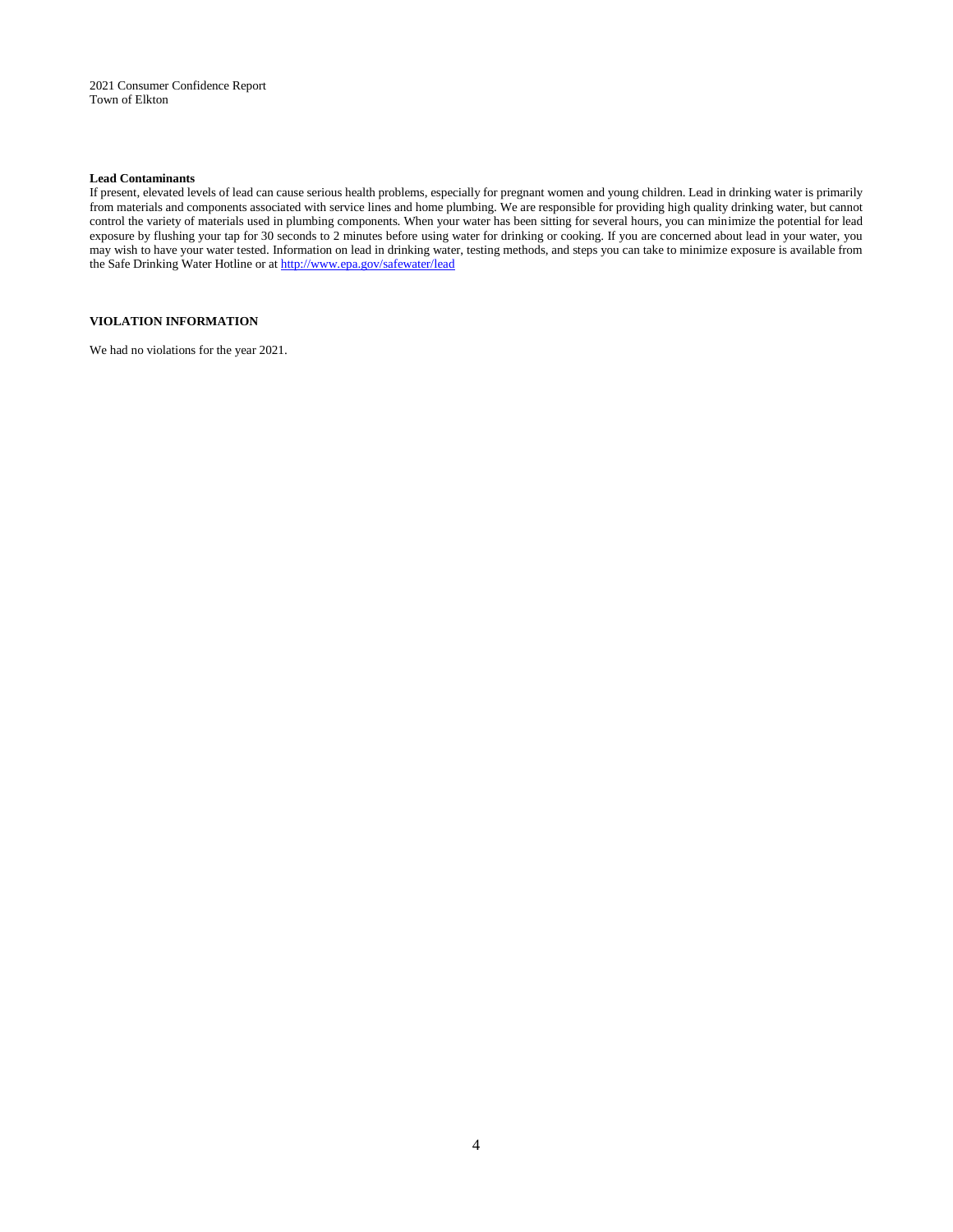**Lead Contaminants**

If present, elevated levels of lead can cause serious health problems, especially for pregnant women and young children. Lead in drinking water is primarily from materials and components associated with service lines and home plumbing. We are responsible for providing high quality drinking water, but cannot control the variety of materials used in plumbing components. When your water has been sitting for several hours, you can minimize the potential for lead exposure by flushing your tap for 30 seconds to 2 minutes before using water for drinking or cooking. If you are concerned about lead in your water, you may wish to have your water tested. Information on lead in drinking water, testing methods, and steps you can take to minimize exposure is available from the Safe Drinking Water Hotline or at http://www.epa.gov/safewater/lead

**VIOLATION INFORMATION**

We had no violations for the year 2021.